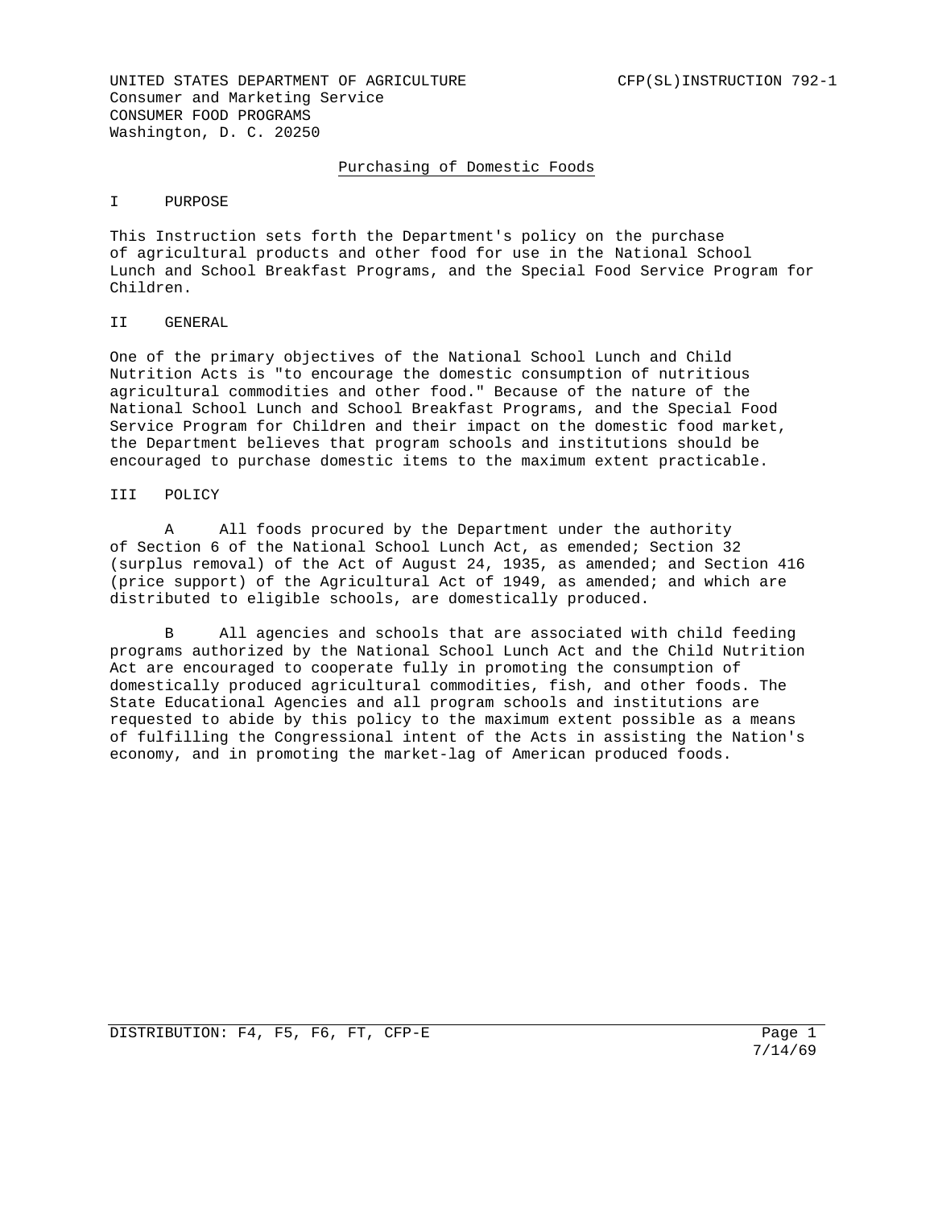UNITED STATES DEPARTMENT OF AGRICULTURE
Consumer and Marketing Service
CONSUMER FOOD PROGRAMS
Washington, D. C. 20250

CFP(SL)INSTRUCTION 792-1

# Purchasing of Domestic Foods

## I PURPOSE

This Instruction sets forth the Department's policy on the purchase of agricultural products and other food for use in the National School Lunch and School Breakfast Programs, and the Special Food Service Program for Children.

## II GENERAL

One of the primary objectives of the National School Lunch and Child Nutrition Acts is "to encourage the domestic consumption of nutritious agricultural commodities and other food." Because of the nature of the National School Lunch and School Breakfast Programs, and the Special Food Service Program for Children and their impact on the domestic food market, the Department believes that program schools and institutions should be encouraged to purchase domestic items to the maximum extent practicable.

## III POLICY

A All foods procured by the Department under the authority of Section 6 of the National School Lunch Act, as emended; Section 32 (surplus removal) of the Act of August 24, 1935, as amended; and Section 416 (price support) of the Agricultural Act of 1949, as amended; and which are distributed to eligible schools, are domestically produced.

B All agencies and schools that are associated with child feeding programs authorized by the National School Lunch Act and the Child Nutrition Act are encouraged to cooperate fully in promoting the consumption of domestically produced agricultural commodities, fish, and other foods. The State Educational Agencies and all program schools and institutions are requested to abide by this policy to the maximum extent possible as a means of fulfilling the Congressional intent of the Acts in assisting the Nation's economy, and in promoting the market-lag of American produced foods.

DISTRIBUTION: F4, F5, F6, FT, CFP-E

7/14/69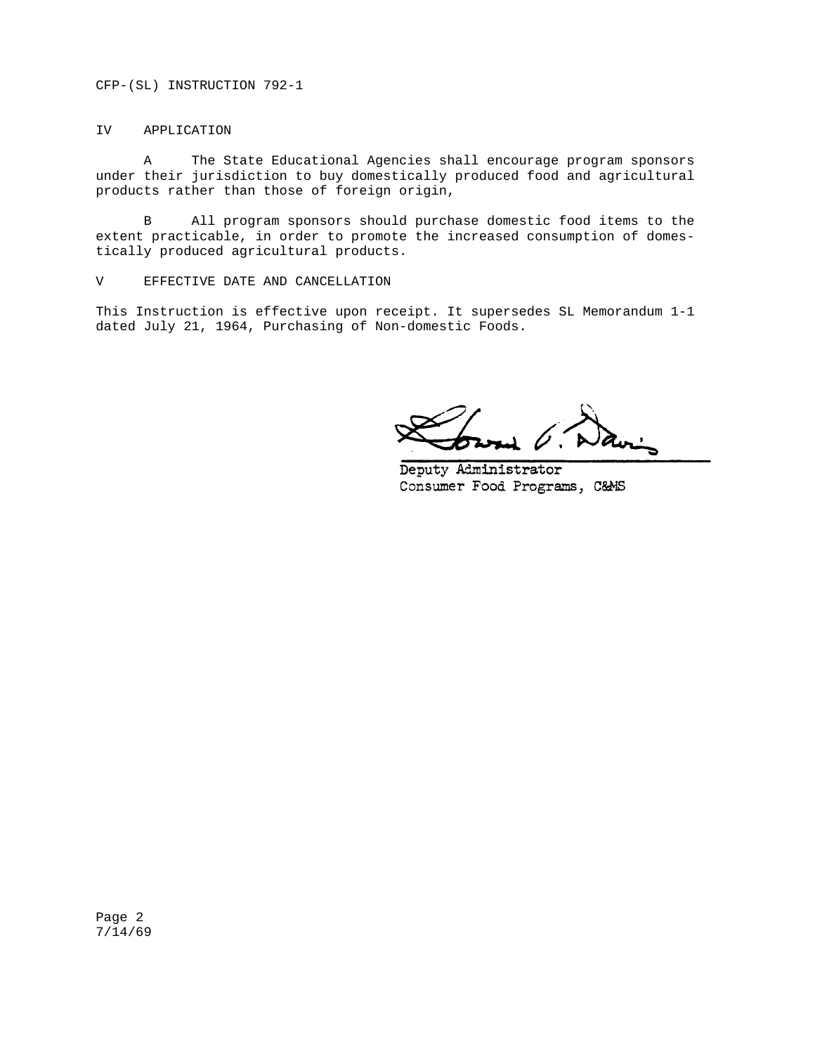CFP-(SL) INSTRUCTION 792-1

## IV APPLICATION

A The State Educational Agencies shall encourage program sponsors under their jurisdiction to buy domestically produced food and agricultural products rather than those of foreign origin,

B All program sponsors should purchase domestic food items to the extent practicable, in order to promote the increased consumption of domestically produced agricultural products.

## V EFFECTIVE DATE AND CANCELLATION

This Instruction is effective upon receipt. It supersedes SL Memorandum 1-1 dated July 21, 1964, Purchasing of Non-domestic Foods.

Deputy Administrator
Consumer Food Programs, C&MS

Page 2
7/14/69